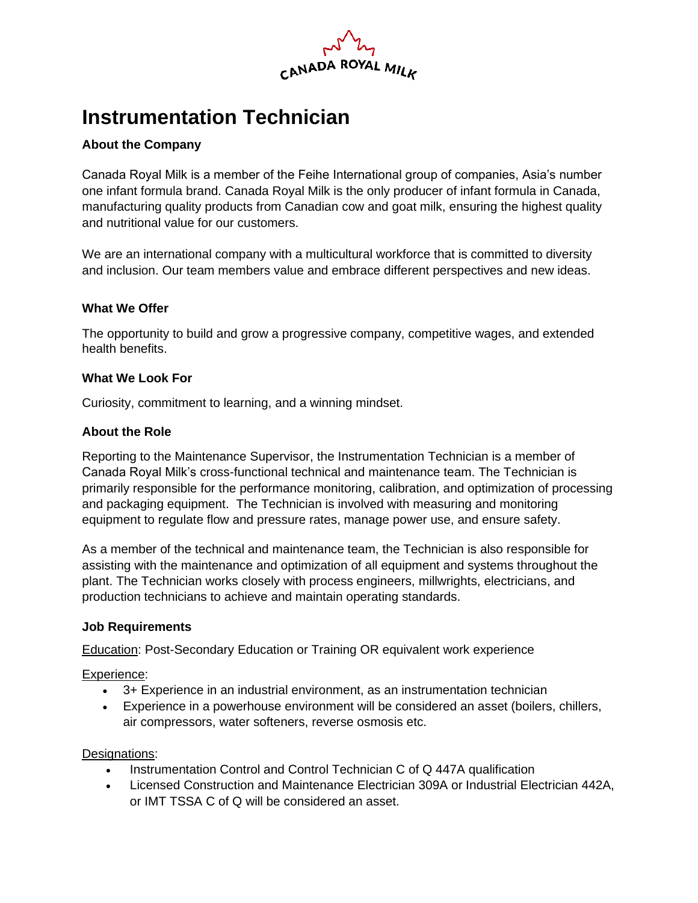CANADA ROYAL MILK

# Instrumentation Technician

**About the Company**

Canada Royal Milk is a member of the Feihe International group of companies, Asia's number one infant formula brand. Canada Royal Milk is the only producer of infant formula in Canada, manufacturing quality products from Canadian cow and goat milk, ensuring the highest quality and nutritional value for our customers.

We are an international company with a multicultural workforce that is committed to diversity and inclusion. Our team members value and embrace different perspectives and new ideas.

**What We Offer**

The opportunity to build and grow a progressive company, competitive wages, and extended health benefits.

**What We Look For**

Curiosity, commitment to learning, and a winning mindset.

**About the Role**

Reporting to the Maintenance Supervisor, the Instrumentation Technician is a member of Canada Royal Milk's cross-functional technical and maintenance team. The Technician is primarily responsible for the performance monitoring, calibration, and optimization of processing and packaging equipment. The Technician is involved with measuring and monitoring equipment to regulate flow and pressure rates, manage power use, and ensure safety.

As a member of the technical and maintenance team, the Technician is also responsible for assisting with the maintenance and optimization of all equipment and systems throughout the plant. The Technician works closely with process engineers, millwrights, electricians, and production technicians to achieve and maintain operating standards.

**Job Requirements**

Education: Post-Secondary Education or Training OR equivalent work experience

Experience:

- 3+ Experience in an industrial environment, as an instrumentation technician
- Experience in a powerhouse environment will be considered an asset (boilers, chillers, air compressors, water softeners, reverse osmosis etc.

Designations:

- Instrumentation Control and Control Technician C of Q 447A qualification
- Licensed Construction and Maintenance Electrician 309A or Industrial Electrician 442A, or IMT TSSA C of Q will be considered an asset.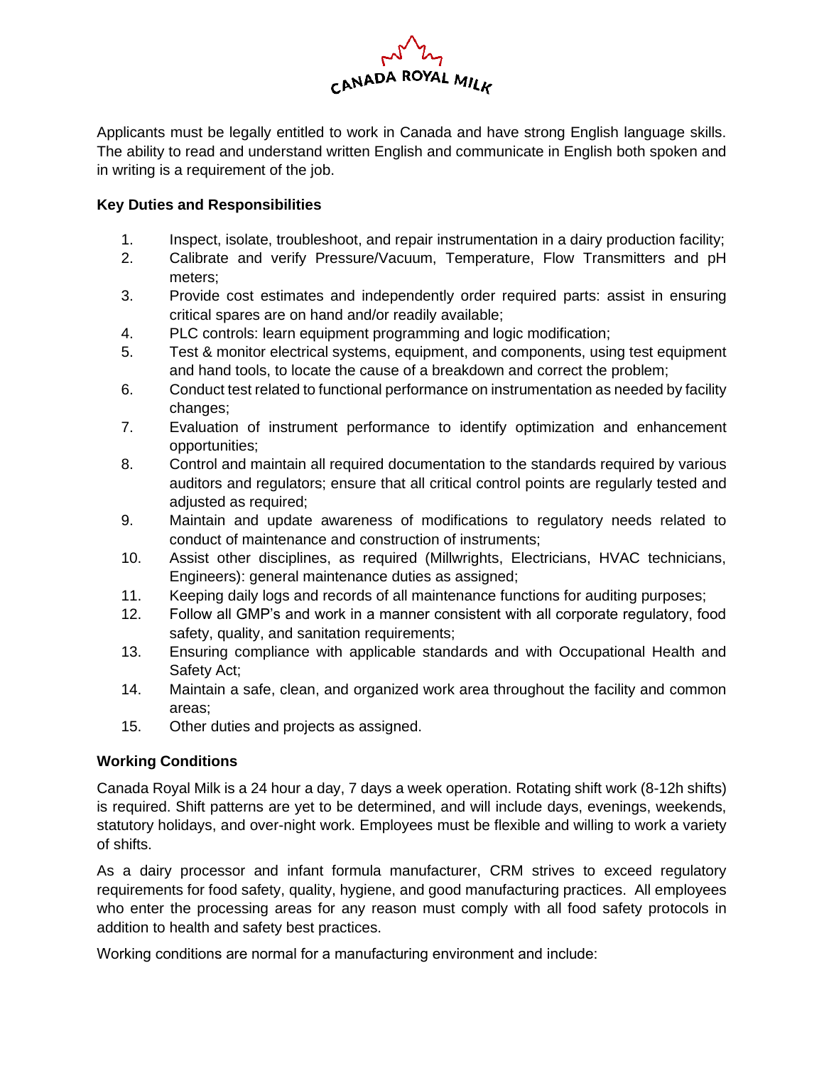Applicants must be legally entitled to work in Canada and have strong English language skills. The ability to read and understand written English and communicate in English both spoken and in writing is a requirement of the job.

**Key Duties and Responsibilities**

1. Inspect, isolate, troubleshoot, and repair instrumentation in a dairy production facility;
2. Calibrate and verify Pressure/Vacuum, Temperature, Flow Transmitters and pH meters;
3. Provide cost estimates and independently order required parts: assist in ensuring critical spares are on hand and/or readily available;
4. PLC controls: learn equipment programming and logic modification;
5. Test & monitor electrical systems, equipment, and components, using test equipment and hand tools, to locate the cause of a breakdown and correct the problem;
6. Conduct test related to functional performance on instrumentation as needed by facility changes;
7. Evaluation of instrument performance to identify optimization and enhancement opportunities;
8. Control and maintain all required documentation to the standards required by various auditors and regulators; ensure that all critical control points are regularly tested and adjusted as required;
9. Maintain and update awareness of modifications to regulatory needs related to conduct of maintenance and construction of instruments;
10. Assist other disciplines, as required (Millwrights, Electricians, HVAC technicians, Engineers): general maintenance duties as assigned;
11. Keeping daily logs and records of all maintenance functions for auditing purposes;
12. Follow all GMP's and work in a manner consistent with all corporate regulatory, food safety, quality, and sanitation requirements;
13. Ensuring compliance with applicable standards and with Occupational Health and Safety Act;
14. Maintain a safe, clean, and organized work area throughout the facility and common areas;
15. Other duties and projects as assigned.

**Working Conditions**

Canada Royal Milk is a 24 hour a day, 7 days a week operation. Rotating shift work (8-12h shifts) is required. Shift patterns are yet to be determined, and will include days, evenings, weekends, statutory holidays, and over-night work. Employees must be flexible and willing to work a variety of shifts.

As a dairy processor and infant formula manufacturer, CRM strives to exceed regulatory requirements for food safety, quality, hygiene, and good manufacturing practices. All employees who enter the processing areas for any reason must comply with all food safety protocols in addition to health and safety best practices.

Working conditions are normal for a manufacturing environment and include: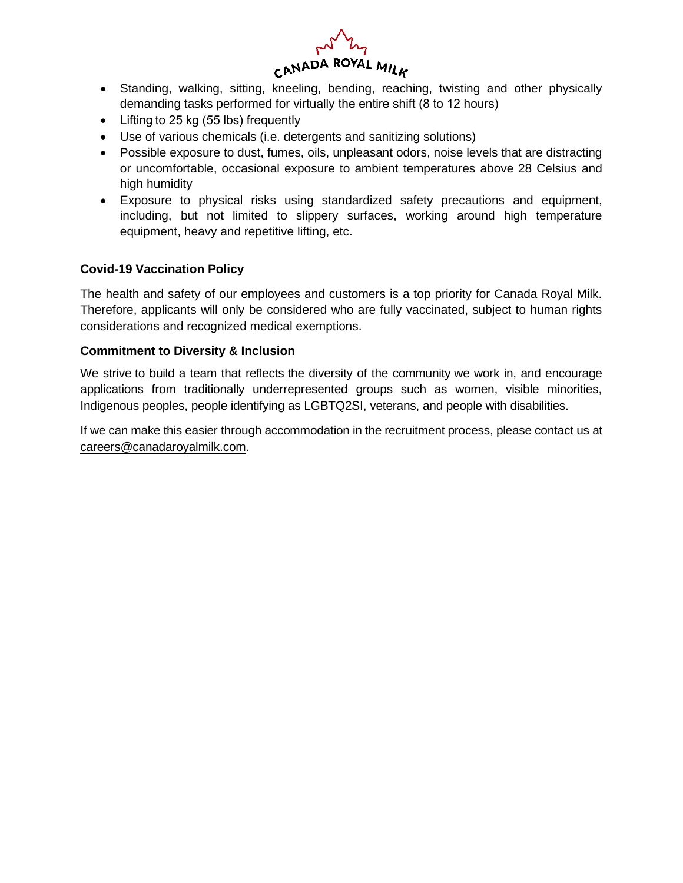- Standing, walking, sitting, kneeling, bending, reaching, twisting and other physically demanding tasks performed for virtually the entire shift (8 to 12 hours)
- Lifting to 25 kg (55 lbs) frequently
- Use of various chemicals (i.e. detergents and sanitizing solutions)
- Possible exposure to dust, fumes, oils, unpleasant odors, noise levels that are distracting or uncomfortable, occasional exposure to ambient temperatures above 28 Celsius and high humidity
- Exposure to physical risks using standardized safety precautions and equipment, including, but not limited to slippery surfaces, working around high temperature equipment, heavy and repetitive lifting, etc.

**Covid-19 Vaccination Policy**

The health and safety of our employees and customers is a top priority for Canada Royal Milk. Therefore, applicants will only be considered who are fully vaccinated, subject to human rights considerations and recognized medical exemptions.

**Commitment to Diversity & Inclusion**

We strive to build a team that reflects the diversity of the community we work in, and encourage applications from traditionally underrepresented groups such as women, visible minorities, Indigenous peoples, people identifying as LGBTQ2SI, veterans, and people with disabilities.

If we can make this easier through accommodation in the recruitment process, please contact us at careers@canadaroyalmilk.com.